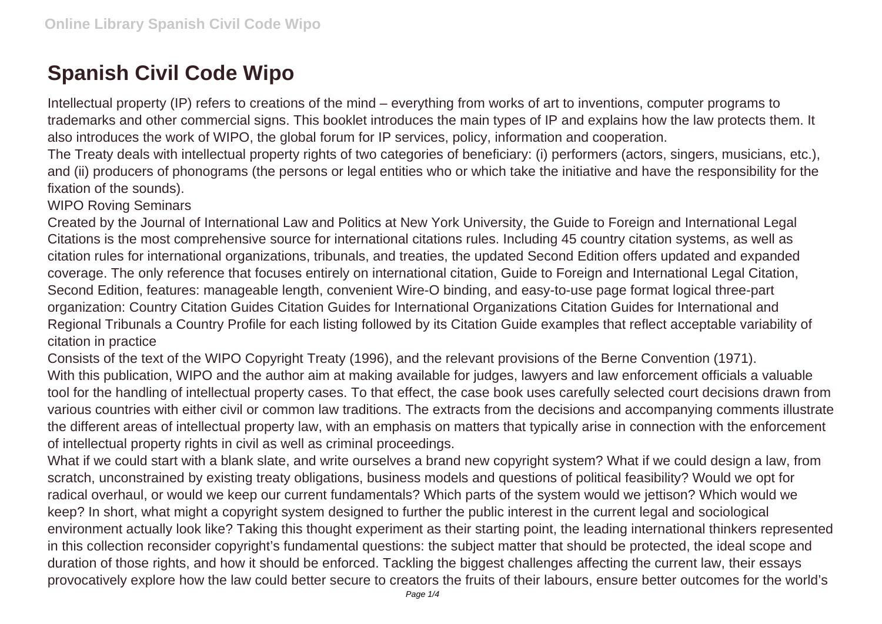# Spanish Civil Code Wipo

Intellectual property (IP) refers to creations of the mind – everything from works of art to inventions, computer programs to trademarks and other commercial signs. This booklet introduces the main types of IP and explains how the law protects them. It also introduces the work of WIPO, the global forum for IP services, policy, information and cooperation.

The Treaty deals with intellectual property rights of two categories of beneficiary: (i) performers (actors, singers, musicians, etc.), and (ii) producers of phonograms (the persons or legal entities who or which take the initiative and have the responsibility for the fixation of the sounds).

WIPO Roving Seminars

Created by the Journal of International Law and Politics at New York University, the Guide to Foreign and International Legal Citations is the most comprehensive source for international citations rules. Including 45 country citation systems, as well as citation rules for international organizations, tribunals, and treaties, the updated Second Edition offers updated and expanded coverage. The only reference that focuses entirely on international citation, Guide to Foreign and International Legal Citation, Second Edition, features: manageable length, convenient Wire-O binding, and easy-to-use page format logical three-part organization: Country Citation Guides Citation Guides for International Organizations Citation Guides for International and Regional Tribunals a Country Profile for each listing followed by its Citation Guide examples that reflect acceptable variability of citation in practice

Consists of the text of the WIPO Copyright Treaty (1996), and the relevant provisions of the Berne Convention (1971).

With this publication, WIPO and the author aim at making available for judges, lawyers and law enforcement officials a valuable tool for the handling of intellectual property cases. To that effect, the case book uses carefully selected court decisions drawn from various countries with either civil or common law traditions. The extracts from the decisions and accompanying comments illustrate the different areas of intellectual property law, with an emphasis on matters that typically arise in connection with the enforcement of intellectual property rights in civil as well as criminal proceedings.

What if we could start with a blank slate, and write ourselves a brand new copyright system? What if we could design a law, from scratch, unconstrained by existing treaty obligations, business models and questions of political feasibility? Would we opt for radical overhaul, or would we keep our current fundamentals? Which parts of the system would we jettison? Which would we keep? In short, what might a copyright system designed to further the public interest in the current legal and sociological environment actually look like? Taking this thought experiment as their starting point, the leading international thinkers represented in this collection reconsider copyright's fundamental questions: the subject matter that should be protected, the ideal scope and duration of those rights, and how it should be enforced. Tackling the biggest challenges affecting the current law, their essays provocatively explore how the law could better secure to creators the fruits of their labours, ensure better outcomes for the world's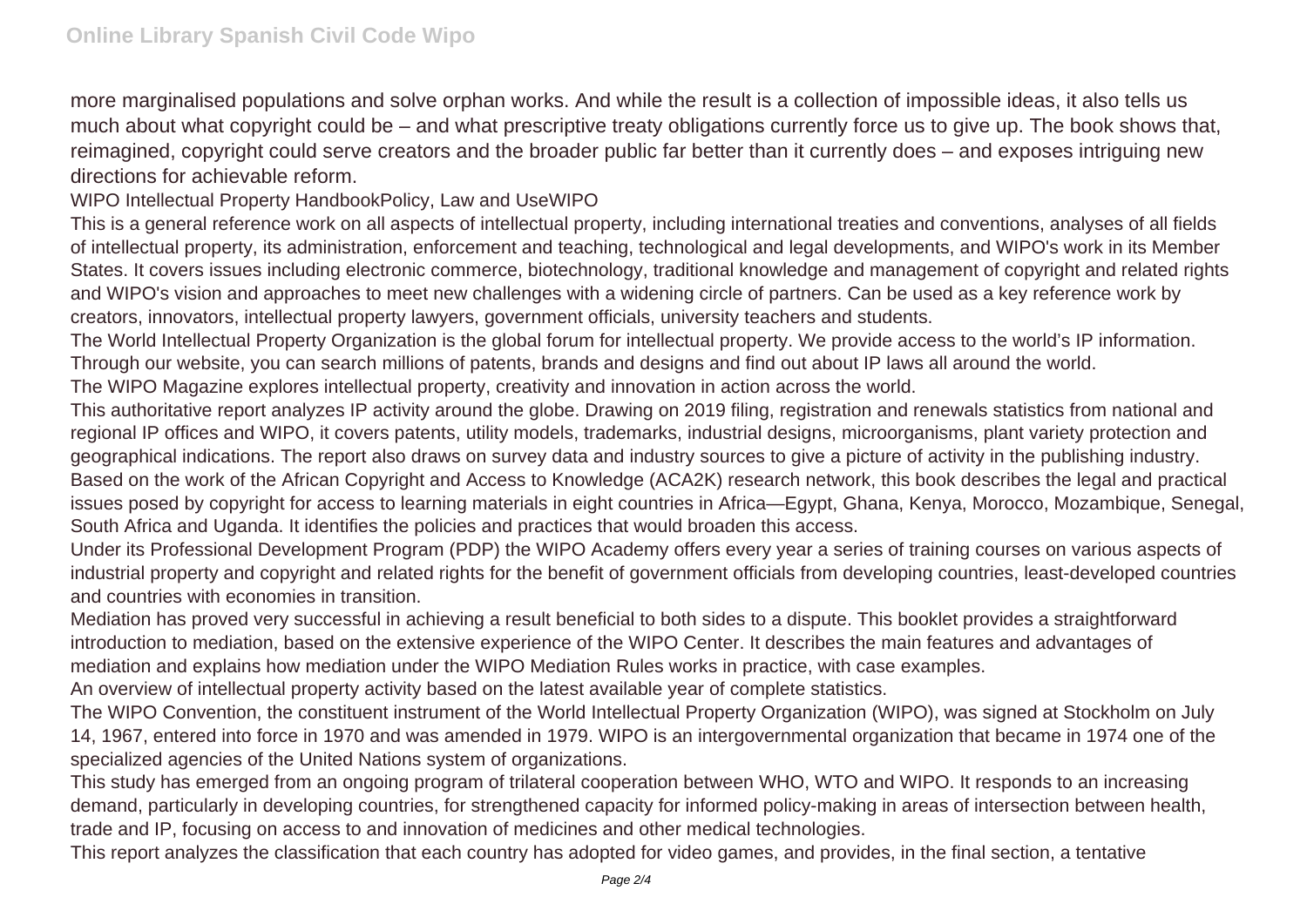more marginalised populations and solve orphan works. And while the result is a collection of impossible ideas, it also tells us much about what copyright could be – and what prescriptive treaty obligations currently force us to give up. The book shows that, reimagined, copyright could serve creators and the broader public far better than it currently does – and exposes intriguing new directions for achievable reform.

WIPO Intellectual Property HandbookPolicy, Law and UseWIPO

This is a general reference work on all aspects of intellectual property, including international treaties and conventions, analyses of all fields of intellectual property, its administration, enforcement and teaching, technological and legal developments, and WIPO's work in its Member States. It covers issues including electronic commerce, biotechnology, traditional knowledge and management of copyright and related rights and WIPO's vision and approaches to meet new challenges with a widening circle of partners. Can be used as a key reference work by creators, innovators, intellectual property lawyers, government officials, university teachers and students.

The World Intellectual Property Organization is the global forum for intellectual property. We provide access to the world's IP information. Through our website, you can search millions of patents, brands and designs and find out about IP laws all around the world.

The WIPO Magazine explores intellectual property, creativity and innovation in action across the world.

This authoritative report analyzes IP activity around the globe. Drawing on 2019 filing, registration and renewals statistics from national and regional IP offices and WIPO, it covers patents, utility models, trademarks, industrial designs, microorganisms, plant variety protection and geographical indications. The report also draws on survey data and industry sources to give a picture of activity in the publishing industry.

Based on the work of the African Copyright and Access to Knowledge (ACA2K) research network, this book describes the legal and practical issues posed by copyright for access to learning materials in eight countries in Africa—Egypt, Ghana, Kenya, Morocco, Mozambique, Senegal, South Africa and Uganda. It identifies the policies and practices that would broaden this access.

Under its Professional Development Program (PDP) the WIPO Academy offers every year a series of training courses on various aspects of industrial property and copyright and related rights for the benefit of government officials from developing countries, least-developed countries and countries with economies in transition.

Mediation has proved very successful in achieving a result beneficial to both sides to a dispute. This booklet provides a straightforward introduction to mediation, based on the extensive experience of the WIPO Center. It describes the main features and advantages of mediation and explains how mediation under the WIPO Mediation Rules works in practice, with case examples.

An overview of intellectual property activity based on the latest available year of complete statistics.

The WIPO Convention, the constituent instrument of the World Intellectual Property Organization (WIPO), was signed at Stockholm on July 14, 1967, entered into force in 1970 and was amended in 1979. WIPO is an intergovernmental organization that became in 1974 one of the specialized agencies of the United Nations system of organizations.

This study has emerged from an ongoing program of trilateral cooperation between WHO, WTO and WIPO. It responds to an increasing demand, particularly in developing countries, for strengthened capacity for informed policy-making in areas of intersection between health, trade and IP, focusing on access to and innovation of medicines and other medical technologies.

This report analyzes the classification that each country has adopted for video games, and provides, in the final section, a tentative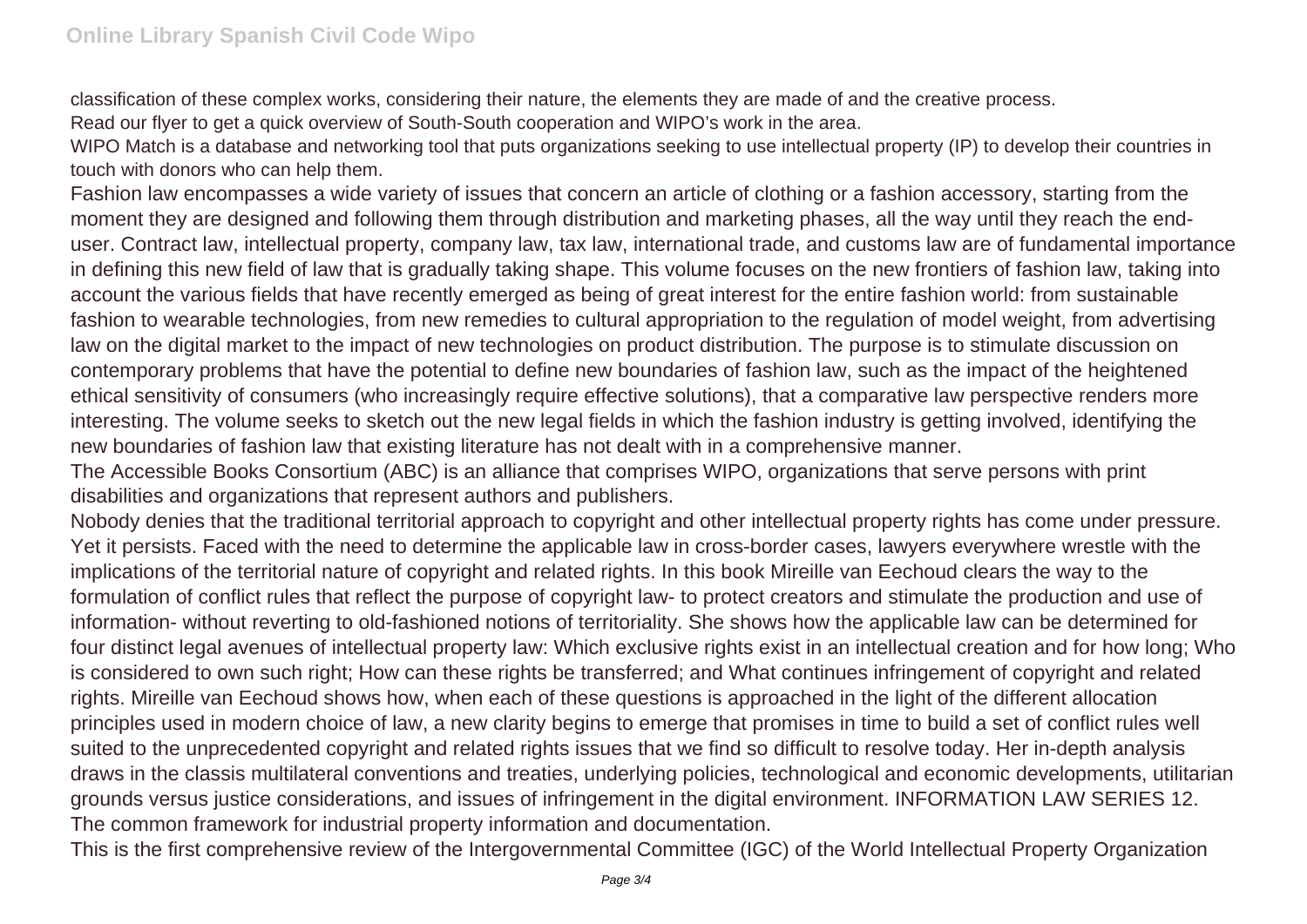classification of these complex works, considering their nature, the elements they are made of and the creative process.

Read our flyer to get a quick overview of South-South cooperation and WIPO's work in the area.

WIPO Match is a database and networking tool that puts organizations seeking to use intellectual property (IP) to develop their countries in touch with donors who can help them.

Fashion law encompasses a wide variety of issues that concern an article of clothing or a fashion accessory, starting from the moment they are designed and following them through distribution and marketing phases, all the way until they reach the end-user. Contract law, intellectual property, company law, tax law, international trade, and customs law are of fundamental importance in defining this new field of law that is gradually taking shape. This volume focuses on the new frontiers of fashion law, taking into account the various fields that have recently emerged as being of great interest for the entire fashion world: from sustainable fashion to wearable technologies, from new remedies to cultural appropriation to the regulation of model weight, from advertising law on the digital market to the impact of new technologies on product distribution. The purpose is to stimulate discussion on contemporary problems that have the potential to define new boundaries of fashion law, such as the impact of the heightened ethical sensitivity of consumers (who increasingly require effective solutions), that a comparative law perspective renders more interesting. The volume seeks to sketch out the new legal fields in which the fashion industry is getting involved, identifying the new boundaries of fashion law that existing literature has not dealt with in a comprehensive manner.

The Accessible Books Consortium (ABC) is an alliance that comprises WIPO, organizations that serve persons with print disabilities and organizations that represent authors and publishers.

Nobody denies that the traditional territorial approach to copyright and other intellectual property rights has come under pressure. Yet it persists. Faced with the need to determine the applicable law in cross-border cases, lawyers everywhere wrestle with the implications of the territorial nature of copyright and related rights. In this book Mireille van Eechoud clears the way to the formulation of conflict rules that reflect the purpose of copyright law- to protect creators and stimulate the production and use of information- without reverting to old-fashioned notions of territoriality. She shows how the applicable law can be determined for four distinct legal avenues of intellectual property law: Which exclusive rights exist in an intellectual creation and for how long; Who is considered to own such right; How can these rights be transferred; and What continues infringement of copyright and related rights. Mireille van Eechoud shows how, when each of these questions is approached in the light of the different allocation principles used in modern choice of law, a new clarity begins to emerge that promises in time to build a set of conflict rules well suited to the unprecedented copyright and related rights issues that we find so difficult to resolve today. Her in-depth analysis draws in the classis multilateral conventions and treaties, underlying policies, technological and economic developments, utilitarian grounds versus justice considerations, and issues of infringement in the digital environment. INFORMATION LAW SERIES 12.

The common framework for industrial property information and documentation.

This is the first comprehensive review of the Intergovernmental Committee (IGC) of the World Intellectual Property Organization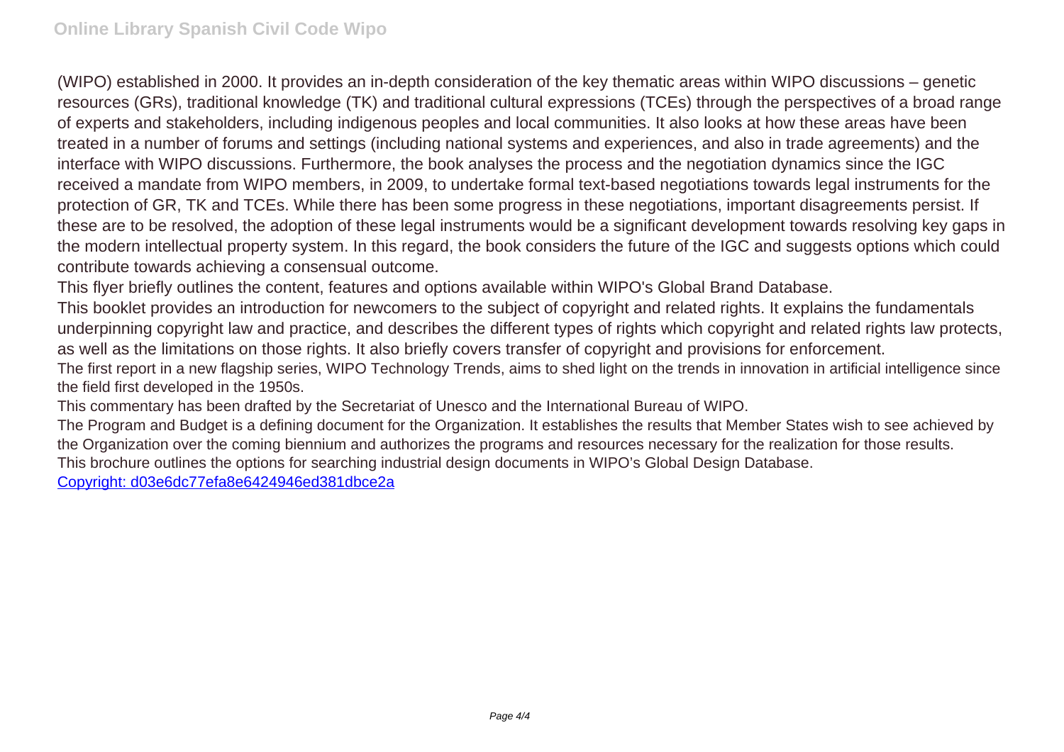(WIPO) established in 2000. It provides an in-depth consideration of the key thematic areas within WIPO discussions – genetic resources (GRs), traditional knowledge (TK) and traditional cultural expressions (TCEs) through the perspectives of a broad range of experts and stakeholders, including indigenous peoples and local communities. It also looks at how these areas have been treated in a number of forums and settings (including national systems and experiences, and also in trade agreements) and the interface with WIPO discussions. Furthermore, the book analyses the process and the negotiation dynamics since the IGC received a mandate from WIPO members, in 2009, to undertake formal text-based negotiations towards legal instruments for the protection of GR, TK and TCEs. While there has been some progress in these negotiations, important disagreements persist. If these are to be resolved, the adoption of these legal instruments would be a significant development towards resolving key gaps in the modern intellectual property system. In this regard, the book considers the future of the IGC and suggests options which could contribute towards achieving a consensual outcome.

This flyer briefly outlines the content, features and options available within WIPO's Global Brand Database.

This booklet provides an introduction for newcomers to the subject of copyright and related rights. It explains the fundamentals underpinning copyright law and practice, and describes the different types of rights which copyright and related rights law protects, as well as the limitations on those rights. It also briefly covers transfer of copyright and provisions for enforcement.

The first report in a new flagship series, WIPO Technology Trends, aims to shed light on the trends in innovation in artificial intelligence since the field first developed in the 1950s.

This commentary has been drafted by the Secretariat of Unesco and the International Bureau of WIPO.

The Program and Budget is a defining document for the Organization. It establishes the results that Member States wish to see achieved by the Organization over the coming biennium and authorizes the programs and resources necessary for the realization for those results.

This brochure outlines the options for searching industrial design documents in WIPO's Global Design Database.

Copyright: d03e6dc77efa8e6424946ed381dbce2a